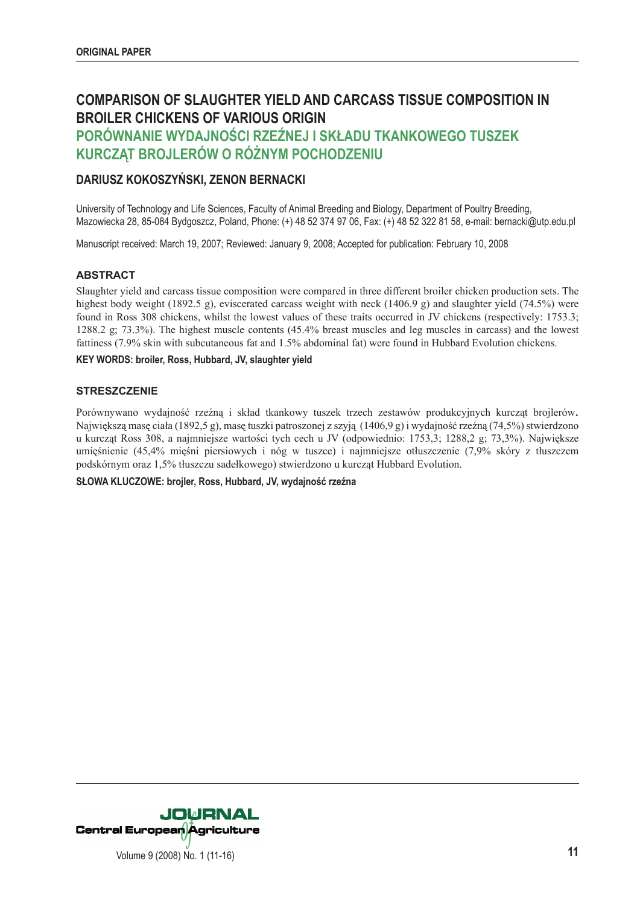ORIGINAL PAPER

# COMPARISON OF SLAUGHTER YIELD AND CARCASS TISSUE COMPOSITION IN BROILER CHICKENS OF VARIOUS ORIGIN

# PORÓWNANIE WYDAJNOŚCI RZEŹNEJ I SKŁADU TKANKOWEGO TUSZEK KURCZĄT BROJLERÓW O RÓŻNYM POCHODZENIU

**DARIUSZ KOKOSZYŃSKI, ZENON BERNACKI**

University of Technology and Life Sciences, Faculty of Animal Breeding and Biology, Department of Poultry Breeding, Mazowiecka 28, 85-084 Bydgoszcz, Poland, Phone: (+) 48 52 374 97 06, Fax: (+) 48 52 322 81 58, e-mail: bernacki@utp.edu.pl

Manuscript received: March 19, 2007; Reviewed: January 9, 2008; Accepted for publication: February 10, 2008

## ABSTRACT

Slaughter yield and carcass tissue composition were compared in three different broiler chicken production sets. The highest body weight (1892.5 g), eviscerated carcass weight with neck (1406.9 g) and slaughter yield (74.5%) were found in Ross 308 chickens, whilst the lowest values of these traits occurred in JV chickens (respectively: 1753.3; 1288.2 g; 73.3%). The highest muscle contents (45.4% breast muscles and leg muscles in carcass) and the lowest fattiness (7.9% skin with subcutaneous fat and 1.5% abdominal fat) were found in Hubbard Evolution chickens.

**KEY WORDS: broiler, Ross, Hubbard, JV, slaughter yield**

## STRESZCZENIE

Porównywano wydajność rzeźną i skład tkankowy tuszek trzech zestawów produkcyjnych kurcząt brojlerów. Największą masę ciała (1892,5 g), masę tuszki patroszonej z szyją (1406,9 g) i wydajność rzeźną (74,5%) stwierdzono u kurcząt Ross 308, a najmniejsze wartości tych cech u JV (odpowiednio: 1753,3; 1288,2 g; 73,3%). Największe umięśnienie (45,4% mięśni piersiowych i nóg w tuszce) i najmniejsze otłuszczenie (7,9% skóry z tłuszczem podskórnym oraz 1,5% tłuszczu sadełkowego) stwierdzono u kurcząt Hubbard Evolution.

**SŁOWA KLUCZOWE: brojler, Ross, Hubbard, JV, wydajność rzeźna**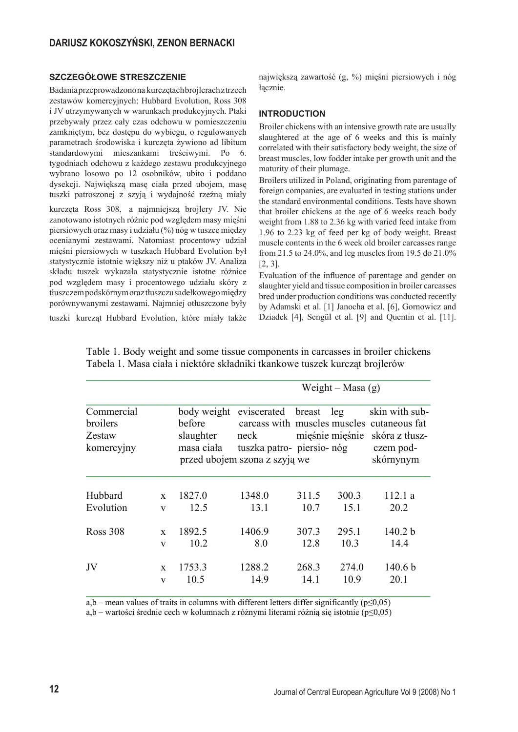### SZCZEGÓŁOWE STRESZCZENIE

Badania przeprowadzono na kurczętach brojlerach z trzech zestawów komercyjnych: Hubbard Evolution, Ross 308 i JV utrzymywanych w warunkach produkcyjnych. Ptaki przebywały przez cały czas odchowu w pomieszczeniu zamkniętym, bez dostępu do wybiegu, o regulowanych parametrach środowiska i kurczęta żywiono ad libitum standardowymi mieszankami treściwymi. Po 6. tygodniach odchowu z każdego zestawu produkcyjnego wybrano losowo po 12 osobników, ubito i poddano dysekcji. Największą masę ciała przed ubojem, masę tuszki patroszonej z szyją i wydajność rzeźną miały kurczęta Ross 308, a najmniejszą brojlery JV. Nie zanotowano istotnych różnic pod względem masy mięśni piersiowych oraz masy i udziału (%) nóg w tuszce między ocenianymi zestawami. Natomiast procentowy udział mięśni piersiowych w tuszkach Hubbard Evolution był statystycznie istotnie większy niż u ptaków JV. Analiza składu tuszek wykazała statystycznie istotne różnice pod względem masy i procentowego udziału skóry z tłuszczem podskórnym oraz tłuszczu sadełkowego między porównywanymi zestawami. Najmniej otłuszczone były tuszki kurcząt Hubbard Evolution, które miały także największą zawartość (g, %) mięśni piersiowych i nóg łącznie.

### INTRODUCTION

Broiler chickens with an intensive growth rate are usually slaughtered at the age of 6 weeks and this is mainly correlated with their satisfactory body weight, the size of breast muscles, low fodder intake per growth unit and the maturity of their plumage.

Broilers utilized in Poland, originating from parentage of foreign companies, are evaluated in testing stations under the standard environmental conditions. Tests have shown that broiler chickens at the age of 6 weeks reach body weight from 1.88 to 2.36 kg with varied feed intake from 1.96 to 2.23 kg of feed per kg of body weight. Breast muscle contents in the 6 week old broiler carcasses range from 21.5 to 24.0%, and leg muscles from 19.5 do 21.0% [2, 3].

Evaluation of the influence of parentage and gender on slaughter yield and tissue composition in broiler carcasses bred under production conditions was conducted recently by Adamski et al. [1] Janocha et al. [6], Gornowicz and Dziadek [4], Sengül et al. [9] and Quentin et al. [11].

Table 1. Body weight and some tissue components in carcasses in broiler chickens
Tabela 1. Masa ciała i niektóre składniki tkankowe tuszek kurcząt brojlerów

| Commercial broilers Zestaw komercyjny | | Weight – Masa (g) body weight before slaughter masa ciała przed ubojem | eviscerated carcass with neck tuszka patroszona z szyją | breast muscles mięśnie piersiowe | leg muscles mięśnie nóg | skin with subcutaneous fat skóra z tłuszczem podskórnynym |
|---|---|---|---|---|---|---|
| Hubbard Evolution | x | 1827.0 | 1348.0 | 311.5 | 300.3 | 112.1 a |
| | v | 12.5 | 13.1 | 10.7 | 15.1 | 20.2 |
| Ross 308 | x | 1892.5 | 1406.9 | 307.3 | 295.1 | 140.2 b |
| | v | 10.2 | 8.0 | 12.8 | 10.3 | 14.4 |
| JV | x | 1753.3 | 1288.2 | 268.3 | 274.0 | 140.6 b |
| | v | 10.5 | 14.9 | 14.1 | 10.9 | 20.1 |

a,b – mean values of traits in columns with different letters differ significantly (p≤0,05)
a,b – wartości średnie cech w kolumnach z różnymi literami różnią się istotnie (p≤0,05)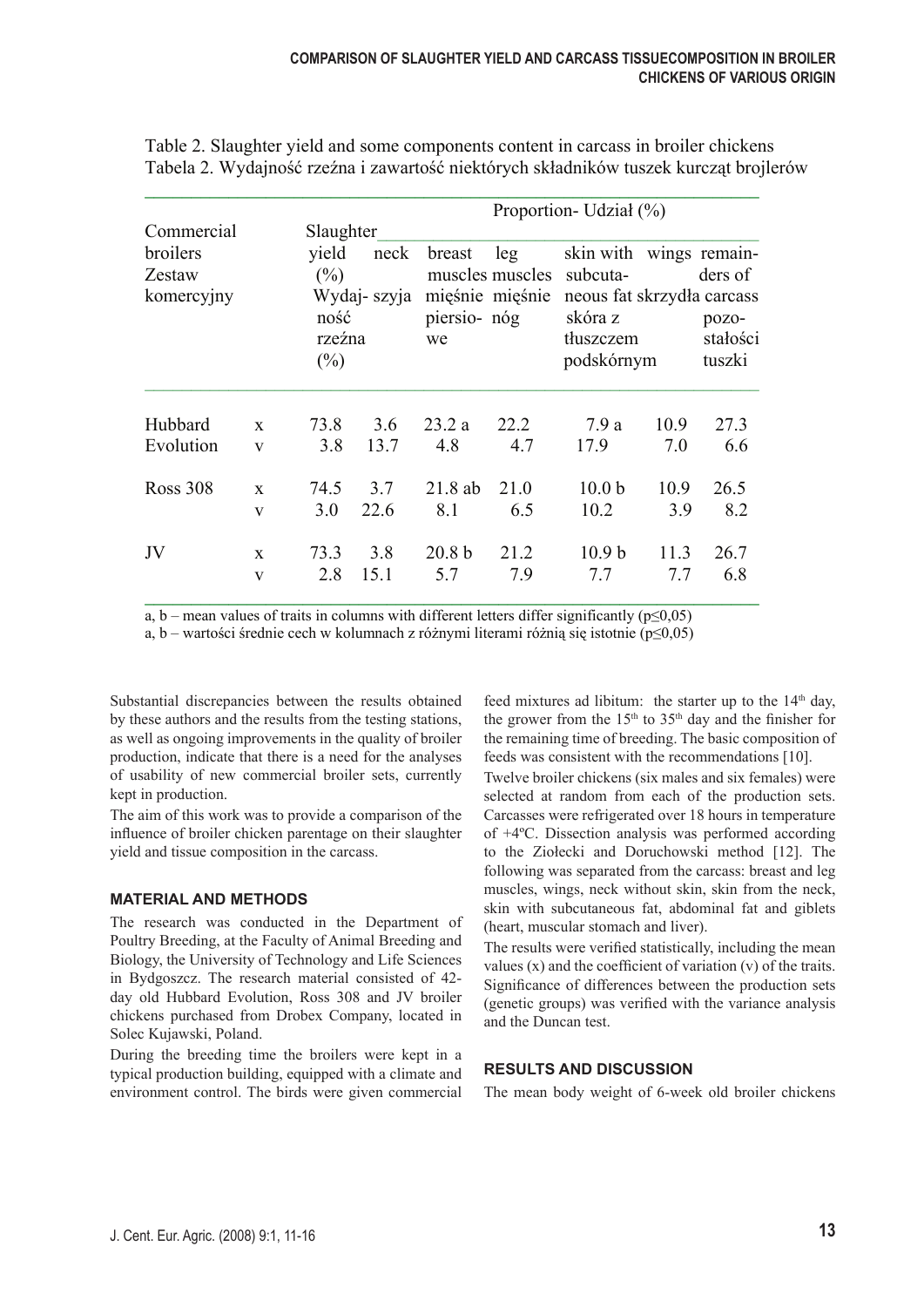Table 2. Slaughter yield and some components content in carcass in broiler chickens
Tabela 2. Wydajność rzeźna i zawartość niektórych składników tuszek kurcząt brojlerów

| Commercial broilers Zestaw komercyjny | | Slaughter yield (%) Wydajność rzeźna (%) | Proportion- Udział (%) | | | | | |
|---|---|---|---|---|---|---|---|---|
| | | | neck szyja | breast muscles mięśnie piersiowe | leg muscles mięśnie nóg | skin with subcutaneous fat skóra z tłuszczem podskórnym | wings skrzydła | remainders of carcass pozostałości tuszki |
| Hubbard Evolution | x | 73.8 | 3.6 | 23.2 a | 22.2 | 7.9 a | 10.9 | 27.3 |
| | v | 3.8 | 13.7 | 4.8 | 4.7 | 17.9 | 7.0 | 6.6 |
| Ross 308 | x | 74.5 | 3.7 | 21.8 ab | 21.0 | 10.0 b | 10.9 | 26.5 |
| | v | 3.0 | 22.6 | 8.1 | 6.5 | 10.2 | 3.9 | 8.2 |
| JV | x | 73.3 | 3.8 | 20.8 b | 21.2 | 10.9 b | 11.3 | 26.7 |
| | v | 2.8 | 15.1 | 5.7 | 7.9 | 7.7 | 7.7 | 6.8 |

a, b – mean values of traits in columns with different letters differ significantly ($p \leq 0,05$)
a, b – wartości średnie cech w kolumnach z różnymi literami różnią się istotnie ($p \leq 0,05$)

Substantial discrepancies between the results obtained by these authors and the results from the testing stations, as well as ongoing improvements in the quality of broiler production, indicate that there is a need for the analyses of usability of new commercial broiler sets, currently kept in production.

The aim of this work was to provide a comparison of the influence of broiler chicken parentage on their slaughter yield and tissue composition in the carcass.

## MATERIAL AND METHODS

The research was conducted in the Department of Poultry Breeding, at the Faculty of Animal Breeding and Biology, the University of Technology and Life Sciences in Bydgoszcz. The research material consisted of 42-day old Hubbard Evolution, Ross 308 and JV broiler chickens purchased from Drobex Company, located in Solec Kujawski, Poland.

During the breeding time the broilers were kept in a typical production building, equipped with a climate and environment control. The birds were given commercial feed mixtures ad libitum: the starter up to the 14th day, the grower from the 15th to 35th day and the finisher for the remaining time of breeding. The basic composition of feeds was consistent with the recommendations [10].

Twelve broiler chickens (six males and six females) were selected at random from each of the production sets. Carcasses were refrigerated over 18 hours in temperature of +4ºC. Dissection analysis was performed according to the Ziołecki and Doruchowski method [12]. The following was separated from the carcass: breast and leg muscles, wings, neck without skin, skin from the neck, skin with subcutaneous fat, abdominal fat and giblets (heart, muscular stomach and liver).

The results were verified statistically, including the mean values (x) and the coefficient of variation (v) of the traits. Significance of differences between the production sets (genetic groups) was verified with the variance analysis and the Duncan test.

## RESULTS AND DISCUSSION

The mean body weight of 6-week old broiler chickens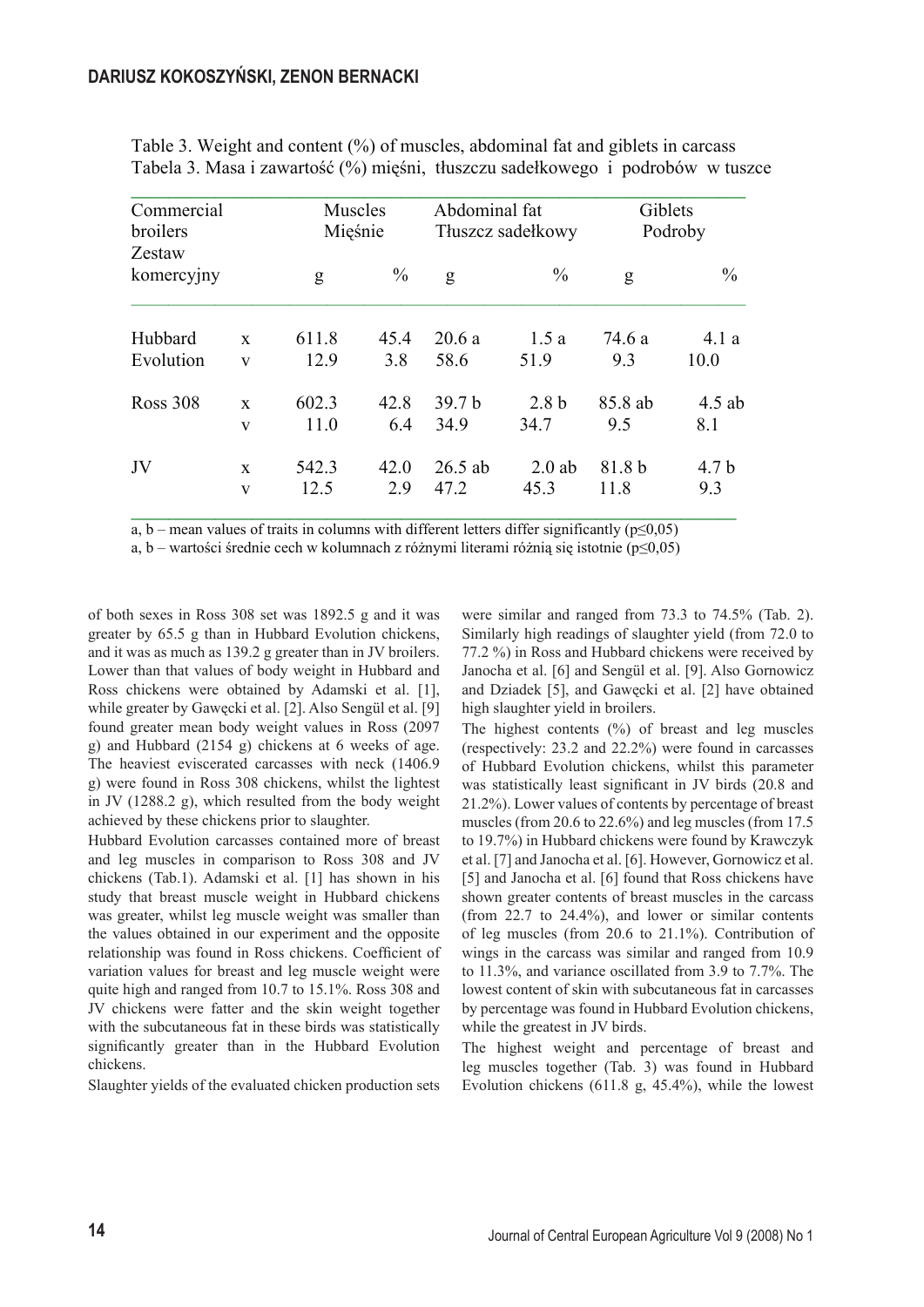Table 3. Weight and content (%) of muscles, abdominal fat and giblets in carcass
Tabela 3. Masa i zawartość (%) mięśni, tłuszczu sadełkowego i podrobów w tuszce

| Commercial broilers Zestaw komercyjny | | Muscles Mięśnie | | Abdominal fat Tłuszcz sadełkowy | | Giblets Podroby | |
|---|---|---|---|---|---|---|---|
| | | g | % | g | % | g | % |
| Hubbard Evolution | x | 611.8 | 45.4 | 20.6 a | 1.5 a | 74.6 a | 4.1 a |
| | v | 12.9 | 3.8 | 58.6 | 51.9 | 9.3 | 10.0 |
| Ross 308 | x | 602.3 | 42.8 | 39.7 b | 2.8 b | 85.8 ab | 4.5 ab |
| | v | 11.0 | 6.4 | 34.9 | 34.7 | 9.5 | 8.1 |
| JV | x | 542.3 | 42.0 | 26.5 ab | 2.0 ab | 81.8 b | 4.7 b |
| | v | 12.5 | 2.9 | 47.2 | 45.3 | 11.8 | 9.3 |

a, b – mean values of traits in columns with different letters differ significantly ($p \leq 0,05$)
a, b – wartości średnie cech w kolumnach z różnymi literami różnią się istotnie ($p \leq 0,05$)

of both sexes in Ross 308 set was 1892.5 g and it was greater by 65.5 g than in Hubbard Evolution chickens, and it was as much as 139.2 g greater than in JV broilers. Lower than that values of body weight in Hubbard and Ross chickens were obtained by Adamski et al. [1], while greater by Gawęcki et al. [2]. Also Sengül et al. [9] found greater mean body weight values in Ross (2097 g) and Hubbard (2154 g) chickens at 6 weeks of age. The heaviest eviscerated carcasses with neck (1406.9 g) were found in Ross 308 chickens, whilst the lightest in JV (1288.2 g), which resulted from the body weight achieved by these chickens prior to slaughter.

Hubbard Evolution carcasses contained more of breast and leg muscles in comparison to Ross 308 and JV chickens (Tab.1). Adamski et al. [1] has shown in his study that breast muscle weight in Hubbard chickens was greater, whilst leg muscle weight was smaller than the values obtained in our experiment and the opposite relationship was found in Ross chickens. Coefficient of variation values for breast and leg muscle weight were quite high and ranged from 10.7 to 15.1%. Ross 308 and JV chickens were fatter and the skin weight together with the subcutaneous fat in these birds was statistically significantly greater than in the Hubbard Evolution chickens.

Slaughter yields of the evaluated chicken production sets were similar and ranged from 73.3 to 74.5% (Tab. 2). Similarly high readings of slaughter yield (from 72.0 to 77.2 %) in Ross and Hubbard chickens were received by Janocha et al. [6] and Sengül et al. [9]. Also Gornowicz and Dziadek [5], and Gawęcki et al. [2] have obtained high slaughter yield in broilers.

The highest contents (%) of breast and leg muscles (respectively: 23.2 and 22.2%) were found in carcasses of Hubbard Evolution chickens, whilst this parameter was statistically least significant in JV birds (20.8 and 21.2%). Lower values of contents by percentage of breast muscles (from 20.6 to 22.6%) and leg muscles (from 17.5 to 19.7%) in Hubbard chickens were found by Krawczyk et al. [7] and Janocha et al. [6]. However, Gornowicz et al. [5] and Janocha et al. [6] found that Ross chickens have shown greater contents of breast muscles in the carcass (from 22.7 to 24.4%), and lower or similar contents of leg muscles (from 20.6 to 21.1%). Contribution of wings in the carcass was similar and ranged from 10.9 to 11.3%, and variance oscillated from 3.9 to 7.7%. The lowest content of skin with subcutaneous fat in carcasses by percentage was found in Hubbard Evolution chickens, while the greatest in JV birds.

The highest weight and percentage of breast and leg muscles together (Tab. 3) was found in Hubbard Evolution chickens (611.8 g, 45.4%), while the lowest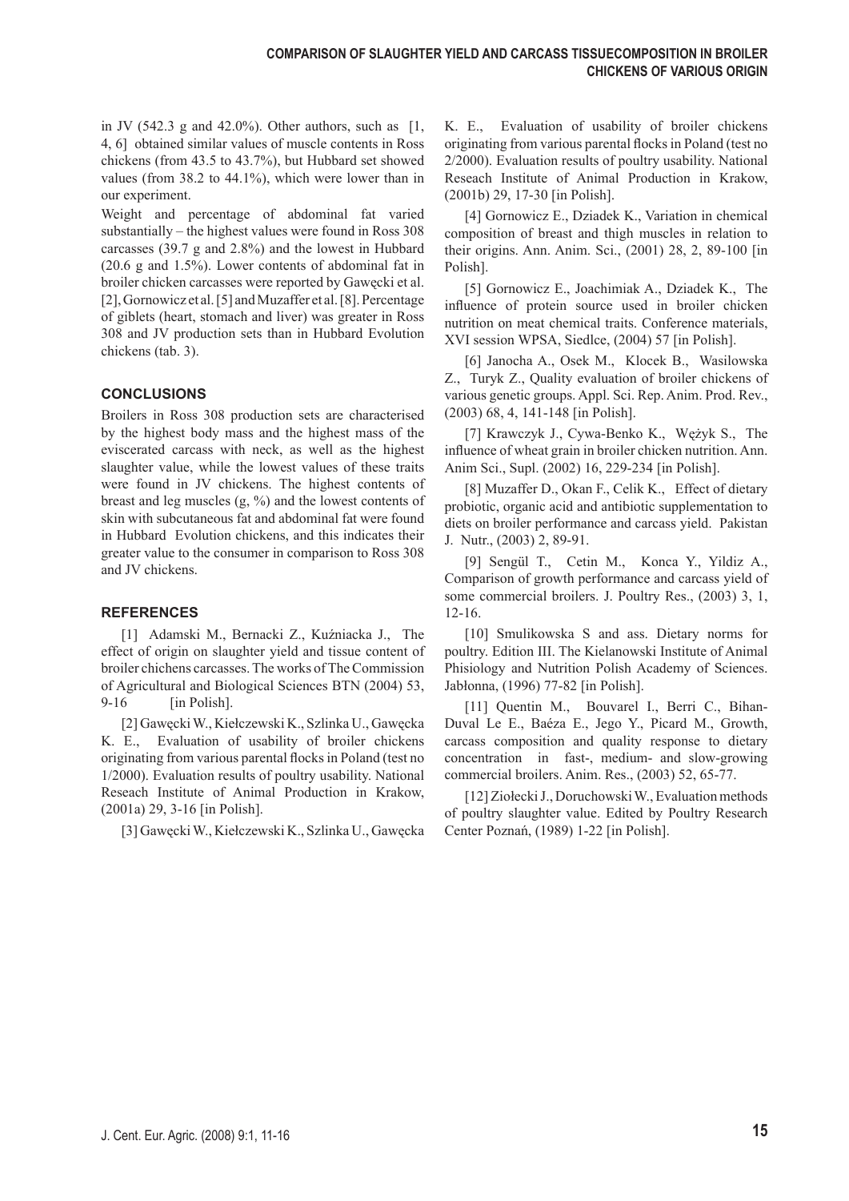in JV (542.3 g and 42.0%). Other authors, such as [1, 4, 6] obtained similar values of muscle contents in Ross chickens (from 43.5 to 43.7%), but Hubbard set showed values (from 38.2 to 44.1%), which were lower than in our experiment.

Weight and percentage of abdominal fat varied substantially – the highest values were found in Ross 308 carcasses (39.7 g and 2.8%) and the lowest in Hubbard (20.6 g and 1.5%). Lower contents of abdominal fat in broiler chicken carcasses were reported by Gawęcki et al. [2], Gornowicz et al. [5] and Muzaffer et al. [8]. Percentage of giblets (heart, stomach and liver) was greater in Ross 308 and JV production sets than in Hubbard Evolution chickens (tab. 3).

## CONCLUSIONS

Broilers in Ross 308 production sets are characterised by the highest body mass and the highest mass of the eviscerated carcass with neck, as well as the highest slaughter value, while the lowest values of these traits were found in JV chickens. The highest contents of breast and leg muscles (g, %) and the lowest contents of skin with subcutaneous fat and abdominal fat were found in Hubbard Evolution chickens, and this indicates their greater value to the consumer in comparison to Ross 308 and JV chickens.

## REFERENCES

[1] Adamski M., Bernacki Z., Kuźniacka J., The effect of origin on slaughter yield and tissue content of broiler chichens carcasses. The works of The Commission of Agricultural and Biological Sciences BTN (2004) 53, 9-16 [in Polish].

[2] Gawęcki W., Kiełczewski K., Szlinka U., Gawęcka K. E., Evaluation of usability of broiler chickens originating from various parental flocks in Poland (test no 1/2000). Evaluation results of poultry usability. National Reseach Institute of Animal Production in Krakow, (2001a) 29, 3-16 [in Polish].

[3] Gawęcki W., Kiełczewski K., Szlinka U., Gawęcka K. E., Evaluation of usability of broiler chickens originating from various parental flocks in Poland (test no 2/2000). Evaluation results of poultry usability. National Reseach Institute of Animal Production in Krakow, (2001b) 29, 17-30 [in Polish].

[4] Gornowicz E., Dziadek K., Variation in chemical composition of breast and thigh muscles in relation to their origins. Ann. Anim. Sci., (2001) 28, 2, 89-100 [in Polish].

[5] Gornowicz E., Joachimiak A., Dziadek K., The influence of protein source used in broiler chicken nutrition on meat chemical traits. Conference materials, XVI session WPSA, Siedlce, (2004) 57 [in Polish].

[6] Janocha A., Osek M., Klocek B., Wasilowska Z., Turyk Z., Quality evaluation of broiler chickens of various genetic groups. Appl. Sci. Rep. Anim. Prod. Rev., (2003) 68, 4, 141-148 [in Polish].

[7] Krawczyk J., Cywa-Benko K., Wężyk S., The influence of wheat grain in broiler chicken nutrition. Ann. Anim Sci., Supl. (2002) 16, 229-234 [in Polish].

[8] Muzaffer D., Okan F., Celik K., Effect of dietary probiotic, organic acid and antibiotic supplementation to diets on broiler performance and carcass yield. Pakistan J. Nutr., (2003) 2, 89-91.

[9] Sengül T., Cetin M., Konca Y., Yildiz A., Comparison of growth performance and carcass yield of some commercial broilers. J. Poultry Res., (2003) 3, 1, 12-16.

[10] Smulikowska S and ass. Dietary norms for poultry. Edition III. The Kielanowski Institute of Animal Phisiology and Nutrition Polish Academy of Sciences. Jabłonna, (1996) 77-82 [in Polish].

[11] Quentin M., Bouvarel I., Berri C., Bihan-Duval Le E., Baéza E., Jego Y., Picard M., Growth, carcass composition and quality response to dietary concentration in fast-, medium- and slow-growing commercial broilers. Anim. Res., (2003) 52, 65-77.

[12] Ziołecki J., Doruchowski W., Evaluation methods of poultry slaughter value. Edited by Poultry Research Center Poznań, (1989) 1-22 [in Polish].